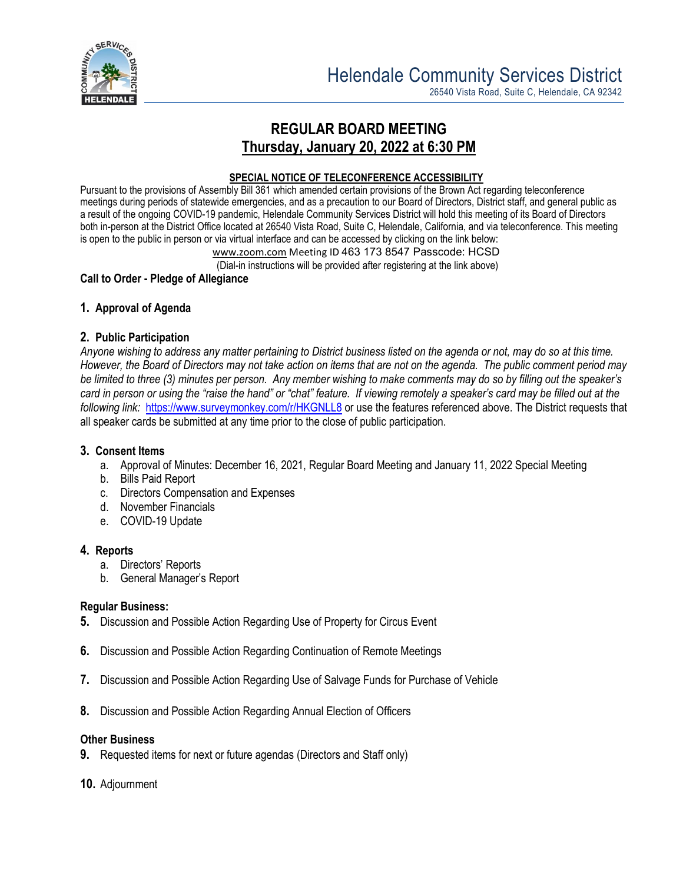Helendale Community Services District
26540 Vista Road, Suite C, Helendale, CA 92342

# REGULAR BOARD MEETING
## Thursday, January 20, 2022 at 6:30 PM

**SPECIAL NOTICE OF TELECONFERENCE ACCESSIBILITY**

Pursuant to the provisions of Assembly Bill 361 which amended certain provisions of the Brown Act regarding teleconference meetings during periods of statewide emergencies, and as a precaution to our Board of Directors, District staff, and general public as a result of the ongoing COVID-19 pandemic, Helendale Community Services District will hold this meeting of its Board of Directors both in-person at the District Office located at 26540 Vista Road, Suite C, Helendale, California, and via teleconference. This meeting is open to the public in person or via virtual interface and can be accessed by clicking on the link below:

www.zoom.com Meeting ID 463 173 8547 Passcode: HCSD
(Dial-in instructions will be provided after registering at the link above)

**Call to Order - Pledge of Allegiance**

**1. Approval of Agenda**

**2. Public Participation**

*Anyone wishing to address any matter pertaining to District business listed on the agenda or not, may do so at this time. However, the Board of Directors may not take action on items that are not on the agenda. The public comment period may be limited to three (3) minutes per person. Any member wishing to make comments may do so by filling out the speaker's card in person or using the "raise the hand" or "chat" feature. If viewing remotely a speaker's card may be filled out at the following link:* https://www.surveymonkey.com/r/HKGNLL8 or use the features referenced above. The District requests that all speaker cards be submitted at any time prior to the close of public participation.

**3. Consent Items**

a. Approval of Minutes: December 16, 2021, Regular Board Meeting and January 11, 2022 Special Meeting
b. Bills Paid Report
c. Directors Compensation and Expenses
d. November Financials
e. COVID-19 Update

**4. Reports**

a. Directors' Reports
b. General Manager's Report

**Regular Business:**

**5.** Discussion and Possible Action Regarding Use of Property for Circus Event

**6.** Discussion and Possible Action Regarding Continuation of Remote Meetings

**7.** Discussion and Possible Action Regarding Use of Salvage Funds for Purchase of Vehicle

**8.** Discussion and Possible Action Regarding Annual Election of Officers

**Other Business**

**9.** Requested items for next or future agendas (Directors and Staff only)

**10.** Adjournment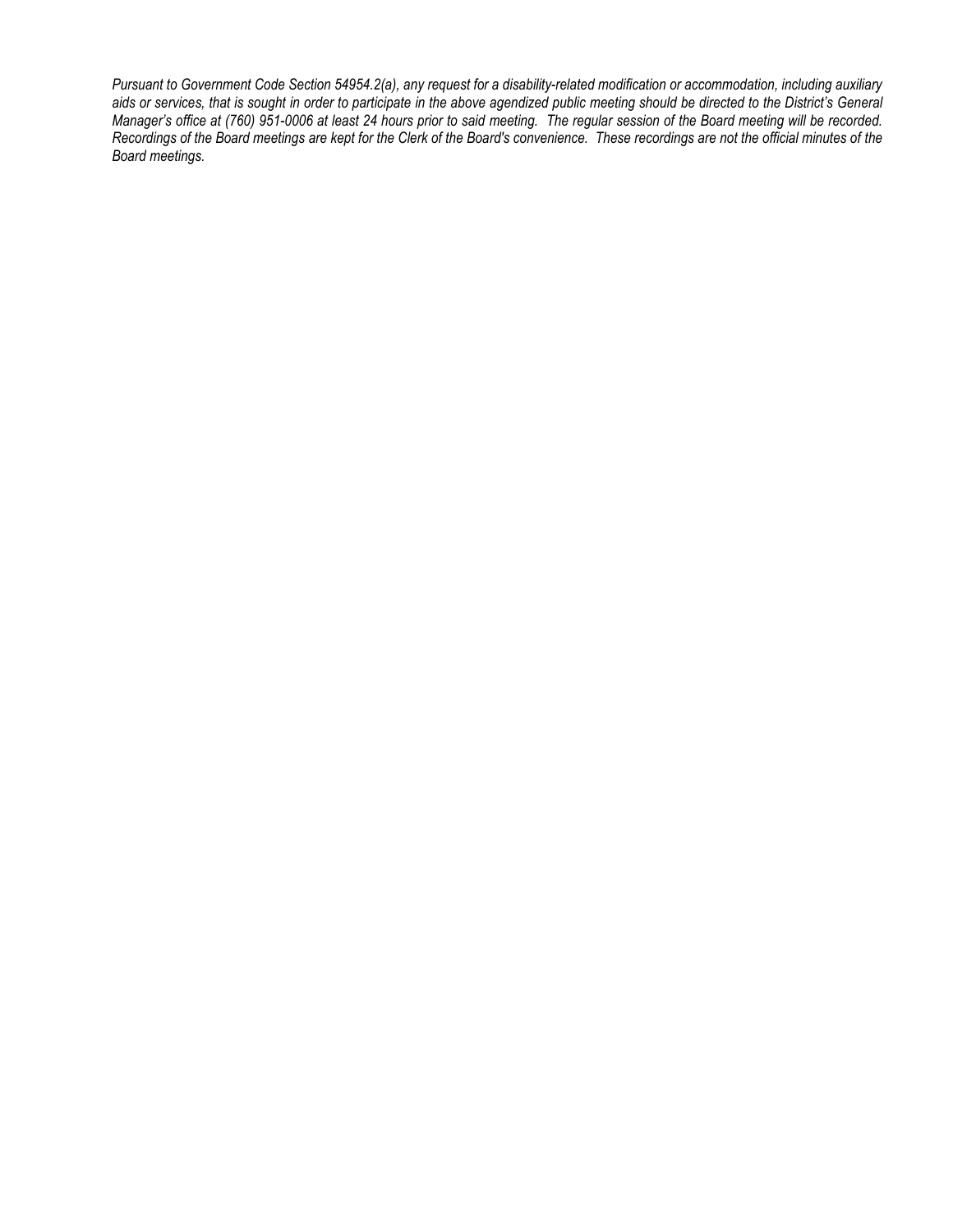*Pursuant to Government Code Section 54954.2(a), any request for a disability-related modification or accommodation, including auxiliary aids or services, that is sought in order to participate in the above agendized public meeting should be directed to the District's General Manager's office at (760) 951-0006 at least 24 hours prior to said meeting. The regular session of the Board meeting will be recorded. Recordings of the Board meetings are kept for the Clerk of the Board's convenience. These recordings are not the official minutes of the Board meetings.*